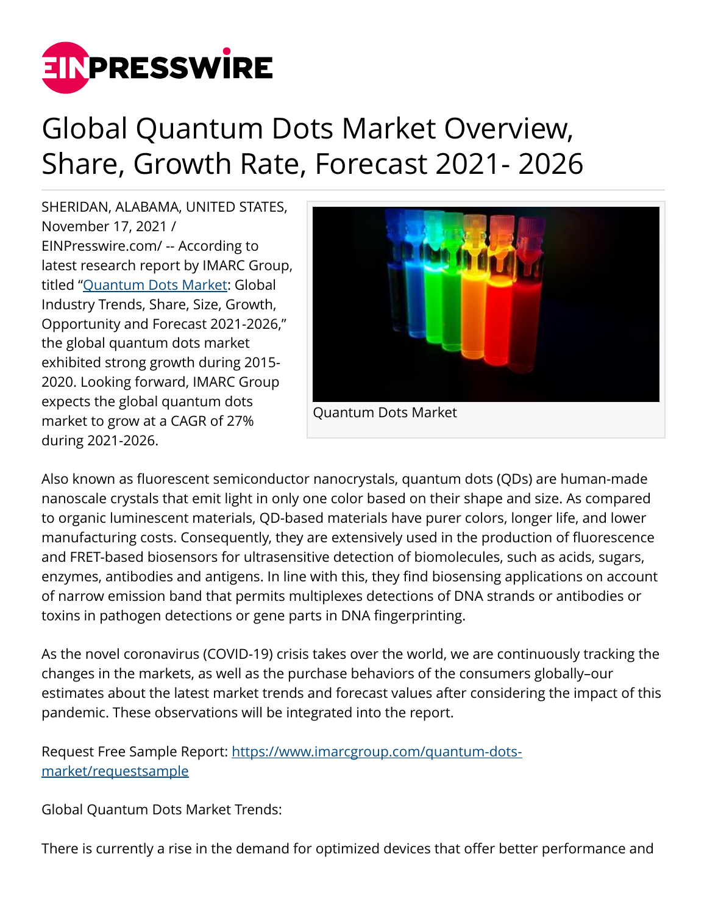# Global Quantum Dots Market Overview, Share, Growth Rate, Forecast 2021- 2026

SHERIDAN, ALABAMA, UNITED STATES, November 17, 2021 / EINPresswire.com/ -- According to latest research report by IMARC Group, titled "[Quantum Dots Market](https://www.imarcgroup.com/quantum-dots-market): Global Industry Trends, Share, Size, Growth, Opportunity and Forecast 2021-2026," the global quantum dots market exhibited strong growth during 2015-2020. Looking forward, IMARC Group expects the global quantum dots market to grow at a CAGR of 27% during 2021-2026.

Quantum Dots Market

Also known as fluorescent semiconductor nanocrystals, quantum dots (QDs) are human-made nanoscale crystals that emit light in only one color based on their shape and size. As compared to organic luminescent materials, QD-based materials have purer colors, longer life, and lower manufacturing costs. Consequently, they are extensively used in the production of fluorescence and FRET-based biosensors for ultrasensitive detection of biomolecules, such as acids, sugars, enzymes, antibodies and antigens. In line with this, they find biosensing applications on account of narrow emission band that permits multiplexes detections of DNA strands or antibodies or toxins in pathogen detections or gene parts in DNA fingerprinting.

As the novel coronavirus (COVID-19) crisis takes over the world, we are continuously tracking the changes in the markets, as well as the purchase behaviors of the consumers globally–our estimates about the latest market trends and forecast values after considering the impact of this pandemic. These observations will be integrated into the report.

Request Free Sample Report: [https://www.imarcgroup.com/quantum-dots-market/requestsample](https://www.imarcgroup.com/quantum-dots-market/requestsample)

Global Quantum Dots Market Trends:

There is currently a rise in the demand for optimized devices that offer better performance and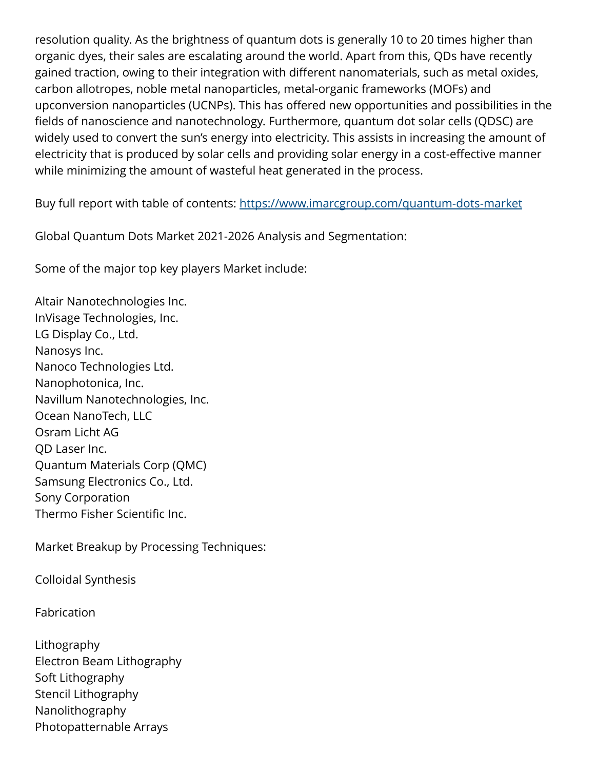resolution quality. As the brightness of quantum dots is generally 10 to 20 times higher than organic dyes, their sales are escalating around the world. Apart from this, QDs have recently gained traction, owing to their integration with different nanomaterials, such as metal oxides, carbon allotropes, noble metal nanoparticles, metal-organic frameworks (MOFs) and upconversion nanoparticles (UCNPs). This has offered new opportunities and possibilities in the fields of nanoscience and nanotechnology. Furthermore, quantum dot solar cells (QDSC) are widely used to convert the sun's energy into electricity. This assists in increasing the amount of electricity that is produced by solar cells and providing solar energy in a cost-effective manner while minimizing the amount of wasteful heat generated in the process.

Buy full report with table of contents: [https://www.imarcgroup.com/quantum-dots-market](https://www.imarcgroup.com/quantum-dots-market)

Global Quantum Dots Market 2021-2026 Analysis and Segmentation:

Some of the major top key players Market include:

Altair Nanotechnologies Inc.
InVisage Technologies, Inc.
LG Display Co., Ltd.
Nanosys Inc.
Nanoco Technologies Ltd.
Nanophotonica, Inc.
Navillum Nanotechnologies, Inc.
Ocean NanoTech, LLC
Osram Licht AG
QD Laser Inc.
Quantum Materials Corp (QMC)
Samsung Electronics Co., Ltd.
Sony Corporation
Thermo Fisher Scientific Inc.

Market Breakup by Processing Techniques:

Colloidal Synthesis

Fabrication

Lithography
Electron Beam Lithography
Soft Lithography
Stencil Lithography
Nanolithography
Photopatternable Arrays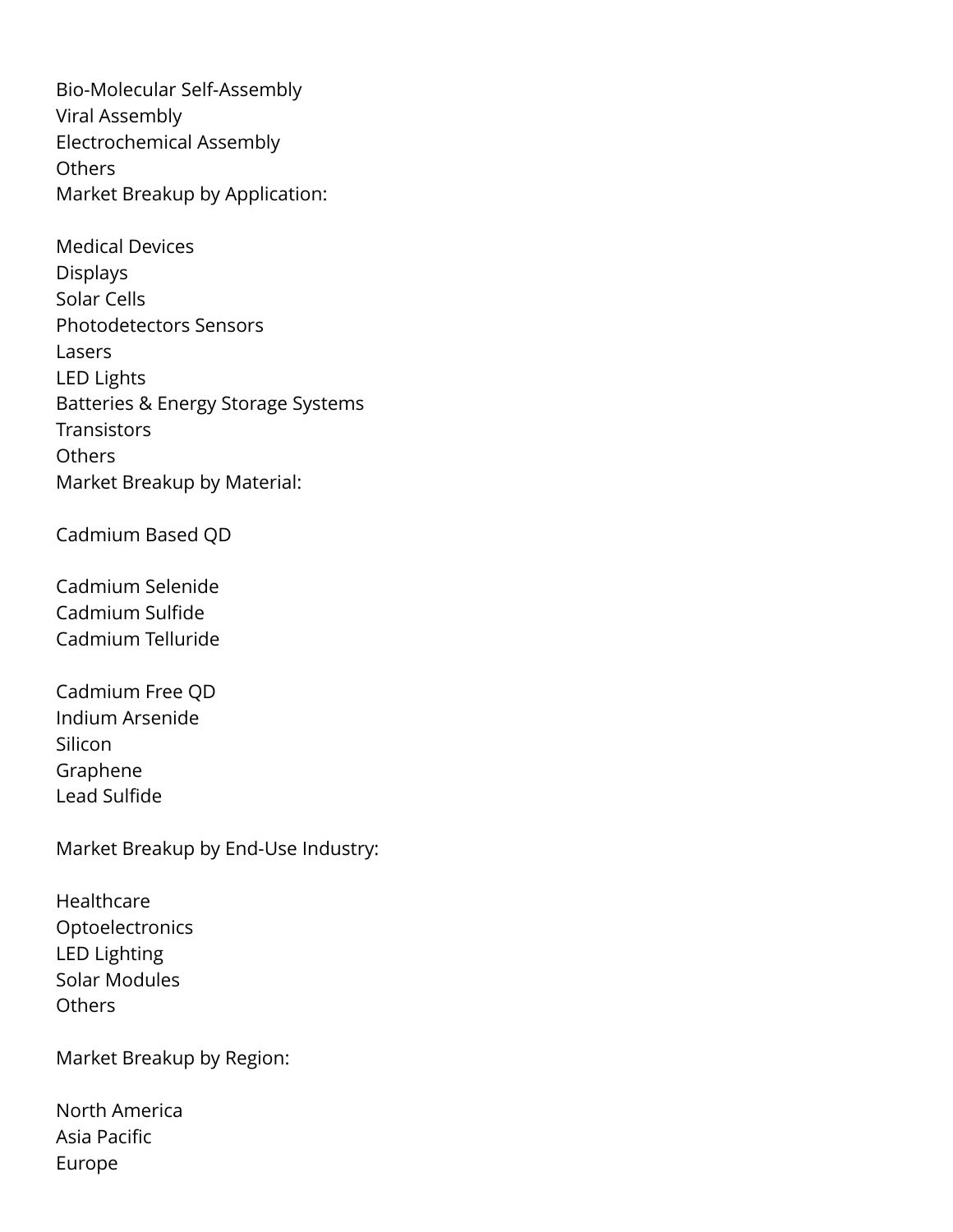Bio-Molecular Self-Assembly
Viral Assembly
Electrochemical Assembly
Others
Market Breakup by Application:

Medical Devices
Displays
Solar Cells
Photodetectors Sensors
Lasers
LED Lights
Batteries & Energy Storage Systems
Transistors
Others
Market Breakup by Material:

Cadmium Based QD

Cadmium Selenide
Cadmium Sulfide
Cadmium Telluride

Cadmium Free QD
Indium Arsenide
Silicon
Graphene
Lead Sulfide

Market Breakup by End-Use Industry:

Healthcare
Optoelectronics
LED Lighting
Solar Modules
Others

Market Breakup by Region:

North America
Asia Pacific
Europe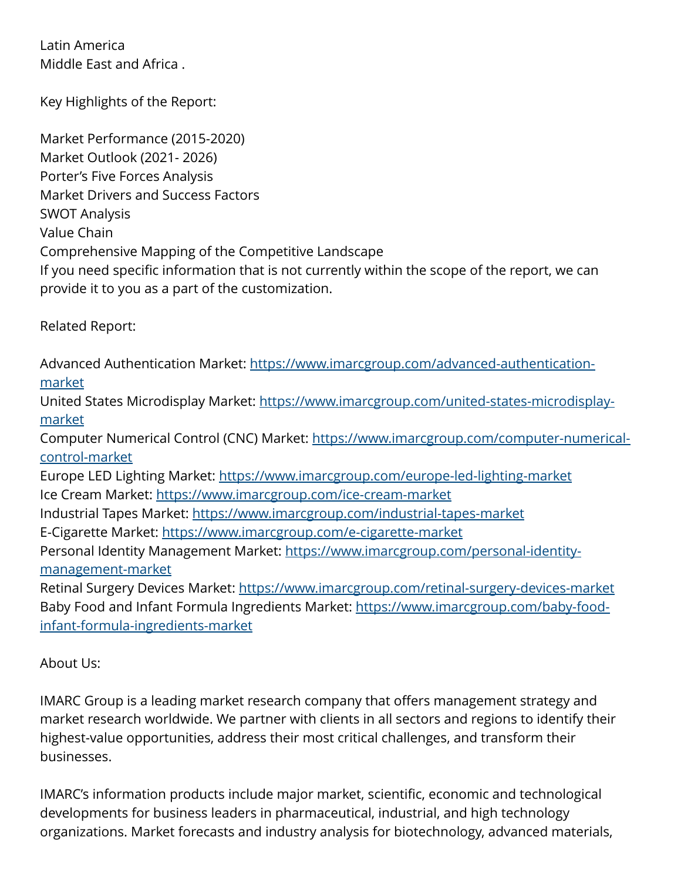Latin America
Middle East and Africa .

Key Highlights of the Report:

Market Performance (2015-2020)
Market Outlook (2021- 2026)
Porter's Five Forces Analysis
Market Drivers and Success Factors
SWOT Analysis
Value Chain
Comprehensive Mapping of the Competitive Landscape
If you need specific information that is not currently within the scope of the report, we can provide it to you as a part of the customization.

Related Report:

Advanced Authentication Market: https://www.imarcgroup.com/advanced-authentication-market
United States Microdisplay Market: https://www.imarcgroup.com/united-states-microdisplay-market
Computer Numerical Control (CNC) Market: https://www.imarcgroup.com/computer-numerical-control-market
Europe LED Lighting Market: https://www.imarcgroup.com/europe-led-lighting-market
Ice Cream Market: https://www.imarcgroup.com/ice-cream-market
Industrial Tapes Market: https://www.imarcgroup.com/industrial-tapes-market
E-Cigarette Market: https://www.imarcgroup.com/e-cigarette-market
Personal Identity Management Market: https://www.imarcgroup.com/personal-identity-management-market
Retinal Surgery Devices Market: https://www.imarcgroup.com/retinal-surgery-devices-market
Baby Food and Infant Formula Ingredients Market: https://www.imarcgroup.com/baby-food-infant-formula-ingredients-market

About Us:

IMARC Group is a leading market research company that offers management strategy and market research worldwide. We partner with clients in all sectors and regions to identify their highest-value opportunities, address their most critical challenges, and transform their businesses.

IMARC's information products include major market, scientific, economic and technological developments for business leaders in pharmaceutical, industrial, and high technology organizations. Market forecasts and industry analysis for biotechnology, advanced materials,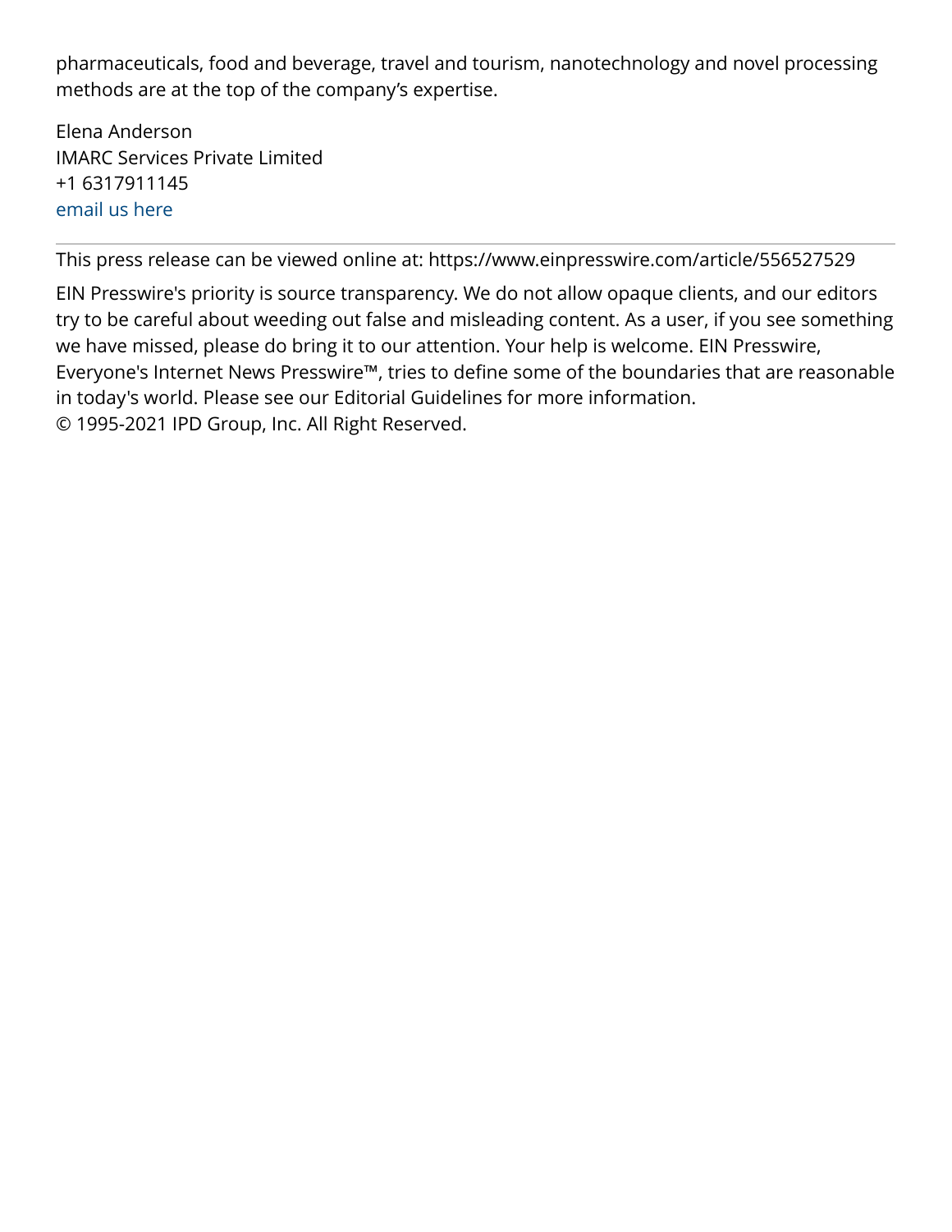pharmaceuticals, food and beverage, travel and tourism, nanotechnology and novel processing methods are at the top of the company's expertise.

Elena Anderson
IMARC Services Private Limited
+1 6317911145
email us here

---

This press release can be viewed online at: https://www.einpresswire.com/article/556527529

EIN Presswire's priority is source transparency. We do not allow opaque clients, and our editors try to be careful about weeding out false and misleading content. As a user, if you see something we have missed, please do bring it to our attention. Your help is welcome. EIN Presswire, Everyone's Internet News Presswire™, tries to define some of the boundaries that are reasonable in today's world. Please see our Editorial Guidelines for more information.
© 1995-2021 IPD Group, Inc. All Right Reserved.